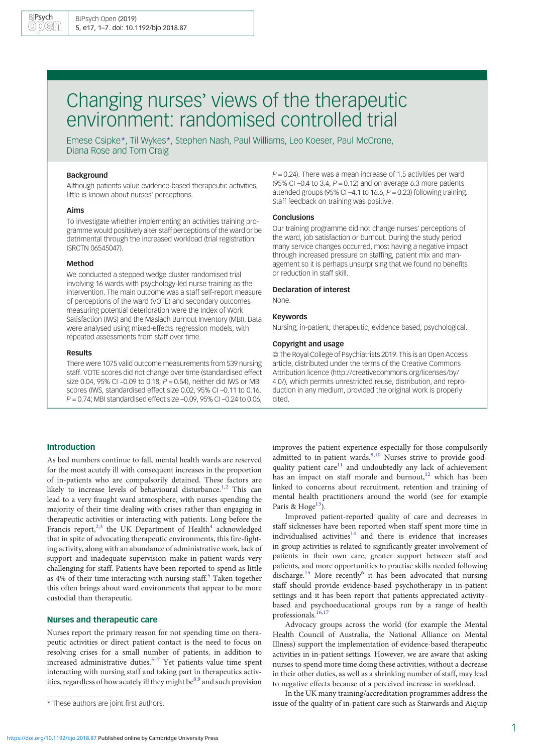# Changing nurses' views of the therapeutic environment: randomised controlled trial

Emese Csipke*, Til Wykes*, Stephen Nash, Paul Williams, Leo Koeser, Paul McCrone, Diana Rose and Tom Craig

### Background

Although patients value evidence-based therapeutic activities, little is known about nurses' perceptions.

### Aims

To investigate whether implementing an activities training programme would positively alter staff perceptions of the ward or be detrimental through the increased workload (trial registration: ISRCTN 06545047).

### Method

We conducted a stepped wedge cluster randomised trial involving 16 wards with psychology-led nurse training as the intervention. The main outcome was a staff self-report measure of perceptions of the ward (VOTE) and secondary outcomes measuring potential deterioration were the Index of Work Satisfaction (IWS) and the Maslach Burnout Inventory (MBI). Data were analysed using mixed-effects regression models, with repeated assessments from staff over time.

### Results

There were 1075 valid outcome measurements from 539 nursing staff. VOTE scores did not change over time (standardised effect size 0.04, 95% CI −0.09 to 0.18, $P = 0.54$), neither did IWS or MBI scores (IWS, standardised effect size 0.02, 95% CI −0.11 to 0.16, $P = 0.74$; MBI standardised effect size −0.09, 95% CI −0.24 to 0.06, $P = 0.24$). There was a mean increase of 1.5 activities per ward (95% CI −0.4 to 3.4, $P = 0.12$) and on average 6.3 more patients attended groups (95% CI −4.1 to 16.6, $P = 0.23$) following training. Staff feedback on training was positive.

### Conclusions

Our training programme did not change nurses' perceptions of the ward, job satisfaction or burnout. During the study period many service changes occurred, most having a negative impact through increased pressure on staffing, patient mix and management so it is perhaps unsurprising that we found no benefits or reduction in staff skill.

### Declaration of interest

None.

### Keywords

Nursing; in-patient; therapeutic; evidence based; psychological.

### Copyright and usage

© The Royal College of Psychiatrists 2019. This is an Open Access article, distributed under the terms of the Creative Commons Attribution licence (http://creativecommons.org/licenses/by/4.0/), which permits unrestricted reuse, distribution, and reproduction in any medium, provided the original work is properly cited.

## Introduction

As bed numbers continue to fall, mental health wards are reserved for the most acutely ill with consequent increases in the proportion of in-patients who are compulsorily detained. These factors are likely to increase levels of behavioural disturbance.[1,2] This can lead to a very fraught ward atmosphere, with nurses spending the majority of their time dealing with crises rather than engaging in therapeutic activities or interacting with patients. Long before the Francis report,[2,3] the UK Department of Health[4] acknowledged that in spite of advocating therapeutic environments, this fire-fighting activity, along with an abundance of administrative work, lack of support and inadequate supervision make in-patient wards very challenging for staff. Patients have been reported to spend as little as 4% of their time interacting with nursing staff.[5] Taken together this often brings about ward environments that appear to be more custodial than therapeutic.

## Nurses and therapeutic care

Nurses report the primary reason for not spending time on therapeutic activities or direct patient contact is the need to focus on resolving crises for a small number of patients, in addition to increased administrative duties.[5–7] Yet patients value time spent interacting with nursing staff and taking part in therapeutics activities, regardless of how acutely ill they might be[8,9] and such provision improves the patient experience especially for those compulsorily admitted to in-patient wards.[8,10] Nurses strive to provide good-quality patient care[11] and undoubtedly any lack of achievement has an impact on staff morale and burnout,[12] which has been linked to concerns about recruitment, retention and training of mental health practitioners around the world (see for example Paris & Hoge[13]).

Improved patient-reported quality of care and decreases in staff sicknesses have been reported when staff spent more time in individualised activities[14] and there is evidence that increases in group activities is related to significantly greater involvement of patients in their own care, greater support between staff and patients, and more opportunities to practise skills needed following discharge.[15] More recently[6] it has been advocated that nursing staff should provide evidence-based psychotherapy in in-patient settings and it has been report that patients appreciated activity-based and psychoeducational groups run by a range of health professionals.[16,17]

Advocacy groups across the world (for example the Mental Health Council of Australia, the National Alliance on Mental Illness) support the implementation of evidence-based therapeutic activities in in-patient settings. However, we are aware that asking nurses to spend more time doing these activities, without a decrease in their other duties, as well as a shrinking number of staff, may lead to negative effects because of a perceived increase in workload.

In the UK many training/accreditation programmes address the issue of the quality of in-patient care such as Starwards and Aiquip

\* These authors are joint first authors.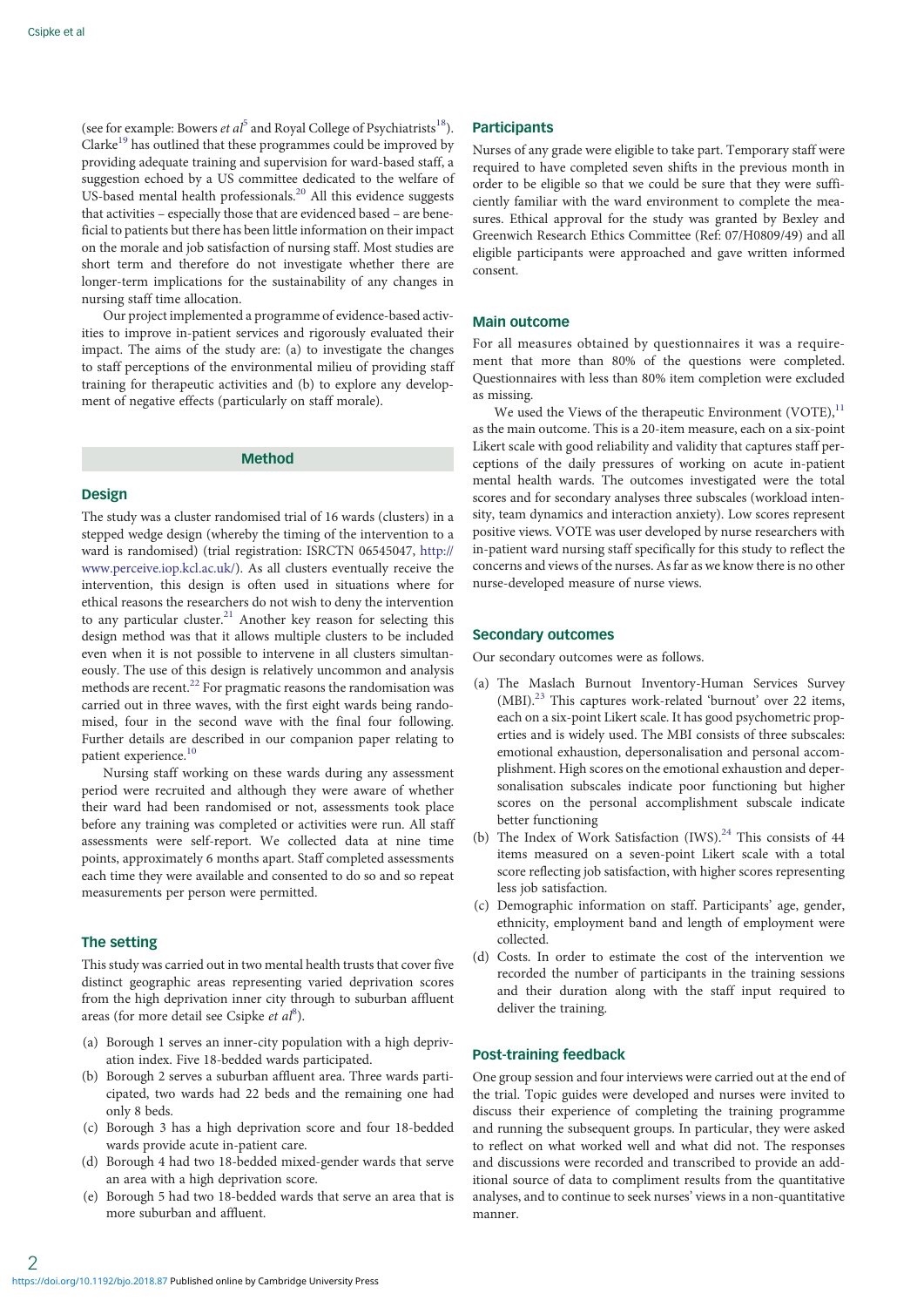(see for example: Bowers *et al*[5] and Royal College of Psychiatrists[18]). Clarke[19] has outlined that these programmes could be improved by providing adequate training and supervision for ward-based staff, a suggestion echoed by a US committee dedicated to the welfare of US-based mental health professionals.[20] All this evidence suggests that activities – especially those that are evidenced based – are beneficial to patients but there has been little information on their impact on the morale and job satisfaction of nursing staff. Most studies are short term and therefore do not investigate whether there are longer-term implications for the sustainability of any changes in nursing staff time allocation.

Our project implemented a programme of evidence-based activities to improve in-patient services and rigorously evaluated their impact. The aims of the study are: (a) to investigate the changes to staff perceptions of the environmental milieu of providing staff training for therapeutic activities and (b) to explore any development of negative effects (particularly on staff morale).

## Method

### Design

The study was a cluster randomised trial of 16 wards (clusters) in a stepped wedge design (whereby the timing of the intervention to a ward is randomised) (trial registration: ISRCTN 06545047, http://www.perceive.iop.kcl.ac.uk/). As all clusters eventually receive the intervention, this design is often used in situations where for ethical reasons the researchers do not wish to deny the intervention to any particular cluster.[21] Another key reason for selecting this design method was that it allows multiple clusters to be included even when it is not possible to intervene in all clusters simultaneously. The use of this design is relatively uncommon and analysis methods are recent.[22] For pragmatic reasons the randomisation was carried out in three waves, with the first eight wards being randomised, four in the second wave with the final four following. Further details are described in our companion paper relating to patient experience.[10]

Nursing staff working on these wards during any assessment period were recruited and although they were aware of whether their ward had been randomised or not, assessments took place before any training was completed or activities were run. All staff assessments were self-report. We collected data at nine time points, approximately 6 months apart. Staff completed assessments each time they were available and consented to do so and so repeat measurements per person were permitted.

### The setting

This study was carried out in two mental health trusts that cover five distinct geographic areas representing varied deprivation scores from the high deprivation inner city through to suburban affluent areas (for more detail see Csipke *et al*[8]).

(a) Borough 1 serves an inner-city population with a high deprivation index. Five 18-bedded wards participated.
(b) Borough 2 serves a suburban affluent area. Three wards participated, two wards had 22 beds and the remaining one had only 8 beds.
(c) Borough 3 has a high deprivation score and four 18-bedded wards provide acute in-patient care.
(d) Borough 4 had two 18-bedded mixed-gender wards that serve an area with a high deprivation score.
(e) Borough 5 had two 18-bedded wards that serve an area that is more suburban and affluent.

### Participants

Nurses of any grade were eligible to take part. Temporary staff were required to have completed seven shifts in the previous month in order to be eligible so that we could be sure that they were sufficiently familiar with the ward environment to complete the measures. Ethical approval for the study was granted by Bexley and Greenwich Research Ethics Committee (Ref: 07/H0809/49) and all eligible participants were approached and gave written informed consent.

### Main outcome

For all measures obtained by questionnaires it was a requirement that more than 80% of the questions were completed. Questionnaires with less than 80% item completion were excluded as missing.

We used the Views of the therapeutic Environment (VOTE),[11] as the main outcome. This is a 20-item measure, each on a six-point Likert scale with good reliability and validity that captures staff perceptions of the daily pressures of working on acute in-patient mental health wards. The outcomes investigated were the total scores and for secondary analyses three subscales (workload intensity, team dynamics and interaction anxiety). Low scores represent positive views. VOTE was user developed by nurse researchers with in-patient ward nursing staff specifically for this study to reflect the concerns and views of the nurses. As far as we know there is no other nurse-developed measure of nurse views.

### Secondary outcomes

Our secondary outcomes were as follows.

(a) The Maslach Burnout Inventory-Human Services Survey (MBI).[23] This captures work-related 'burnout' over 22 items, each on a six-point Likert scale. It has good psychometric properties and is widely used. The MBI consists of three subscales: emotional exhaustion, depersonalisation and personal accomplishment. High scores on the emotional exhaustion and depersonalisation subscales indicate poor functioning but higher scores on the personal accomplishment subscale indicate better functioning
(b) The Index of Work Satisfaction (IWS).[24] This consists of 44 items measured on a seven-point Likert scale with a total score reflecting job satisfaction, with higher scores representing less job satisfaction.
(c) Demographic information on staff. Participants' age, gender, ethnicity, employment band and length of employment were collected.
(d) Costs. In order to estimate the cost of the intervention we recorded the number of participants in the training sessions and their duration along with the staff input required to deliver the training.

### Post-training feedback

One group session and four interviews were carried out at the end of the trial. Topic guides were developed and nurses were invited to discuss their experience of completing the training programme and running the subsequent groups. In particular, they were asked to reflect on what worked well and what did not. The responses and discussions were recorded and transcribed to provide an additional source of data to compliment results from the quantitative analyses, and to continue to seek nurses' views in a non-quantitative manner.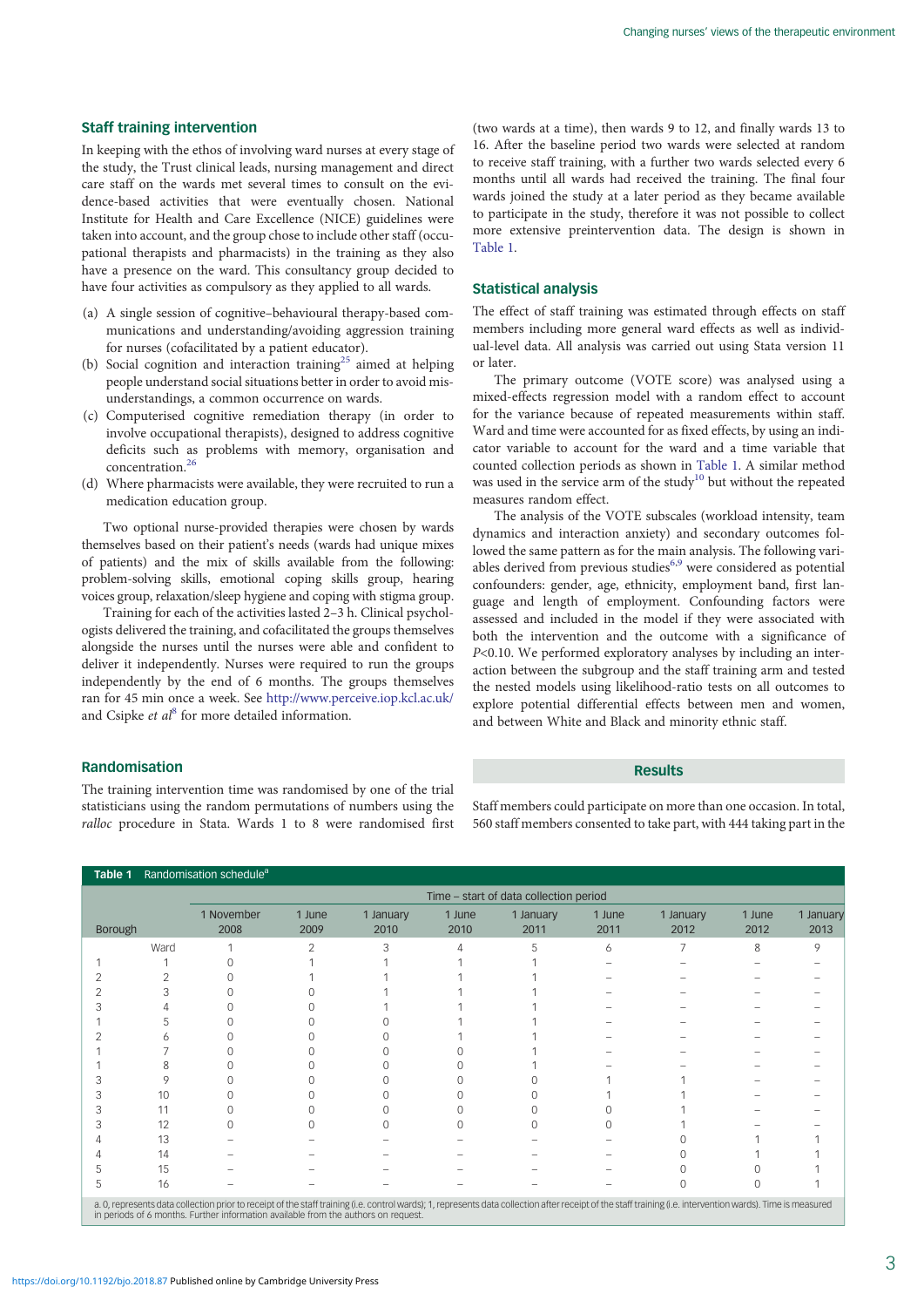## Staff training intervention

In keeping with the ethos of involving ward nurses at every stage of the study, the Trust clinical leads, nursing management and direct care staff on the wards met several times to consult on the evidence-based activities that were eventually chosen. National Institute for Health and Care Excellence (NICE) guidelines were taken into account, and the group chose to include other staff (occupational therapists and pharmacists) in the training as they also have a presence on the ward. This consultancy group decided to have four activities as compulsory as they applied to all wards.

(a) A single session of cognitive–behavioural therapy-based communications and understanding/avoiding aggression training for nurses (cofacilitated by a patient educator).
(b) Social cognition and interaction training[25] aimed at helping people understand social situations better in order to avoid misunderstandings, a common occurrence on wards.
(c) Computerised cognitive remediation therapy (in order to involve occupational therapists), designed to address cognitive deficits such as problems with memory, organisation and concentration.[26]
(d) Where pharmacists were available, they were recruited to run a medication education group.

Two optional nurse-provided therapies were chosen by wards themselves based on their patient's needs (wards had unique mixes of patients) and the mix of skills available from the following: problem-solving skills, emotional coping skills group, hearing voices group, relaxation/sleep hygiene and coping with stigma group.

Training for each of the activities lasted 2–3 h. Clinical psychologists delivered the training, and cofacilitated the groups themselves alongside the nurses until the nurses were able and confident to deliver it independently. Nurses were required to run the groups independently by the end of 6 months. The groups themselves ran for 45 min once a week. See http://www.perceive.iop.kcl.ac.uk/ and Csipke *et al*[8] for more detailed information.

## Randomisation

The training intervention time was randomised by one of the trial statisticians using the random permutations of numbers using the *ralloc* procedure in Stata. Wards 1 to 8 were randomised first (two wards at a time), then wards 9 to 12, and finally wards 13 to 16. After the baseline period two wards were selected at random to receive staff training, with a further two wards selected every 6 months until all wards had received the training. The final four wards joined the study at a later period as they became available to participate in the study, therefore it was not possible to collect more extensive preintervention data. The design is shown in Table 1.

## Statistical analysis

The effect of staff training was estimated through effects on staff members including more general ward effects as well as individual-level data. All analysis was carried out using Stata version 11 or later.

The primary outcome (VOTE score) was analysed using a mixed-effects regression model with a random effect to account for the variance because of repeated measurements within staff. Ward and time were accounted for as fixed effects, by using an indicator variable to account for the ward and a time variable that counted collection periods as shown in Table 1. A similar method was used in the service arm of the study[10] but without the repeated measures random effect.

The analysis of the VOTE subscales (workload intensity, team dynamics and interaction anxiety) and secondary outcomes followed the same pattern as for the main analysis. The following variables derived from previous studies[6,9] were considered as potential confounders: gender, age, ethnicity, employment band, first language and length of employment. Confounding factors were assessed and included in the model if they were associated with both the intervention and the outcome with a significance of $P<0.10$. We performed exploratory analyses by including an interaction between the subgroup and the staff training arm and tested the nested models using likelihood-ratio tests on all outcomes to explore potential differential effects between men and women, and between White and Black and minority ethnic staff.

## Results

Staff members could participate on more than one occasion. In total, 560 staff members consented to take part, with 444 taking part in the

**Table 1** Randomisation schedule[a]

| | | Time – start of data collection period | | | | | | | | |
|---|---|---|---|---|---|---|---|---|---|---|
| Borough | | 1 November 2008 | 1 June 2009 | 1 January 2010 | 1 June 2010 | 1 January 2011 | 1 June 2011 | 1 January 2012 | 1 June 2012 | 1 January 2013 |
| | Ward | 1 | 2 | 3 | 4 | 5 | 6 | 7 | 8 | 9 |
| 1 | 1 | 0 | 1 | 1 | 1 | 1 | – | – | – | – |
| 2 | 2 | 0 | 1 | 1 | 1 | 1 | – | – | – | – |
| 2 | 3 | 0 | 0 | 1 | 1 | 1 | – | – | – | – |
| 3 | 4 | 0 | 0 | 1 | 1 | 1 | – | – | – | – |
| 1 | 5 | 0 | 0 | 0 | 1 | 1 | – | – | – | – |
| 2 | 6 | 0 | 0 | 0 | 1 | 1 | – | – | – | – |
| 1 | 7 | 0 | 0 | 0 | 0 | 1 | – | – | – | – |
| 1 | 8 | 0 | 0 | 0 | 0 | 1 | – | – | – | – |
| 3 | 9 | 0 | 0 | 0 | 0 | 0 | 1 | 1 | – | – |
| 3 | 10 | 0 | 0 | 0 | 0 | 0 | 1 | 1 | – | – |
| 3 | 11 | 0 | 0 | 0 | 0 | 0 | 0 | 1 | – | – |
| 3 | 12 | 0 | 0 | 0 | 0 | 0 | 0 | 1 | – | – |
| 4 | 13 | – | – | – | – | – | – | 0 | 1 | 1 |
| 4 | 14 | – | – | – | – | – | – | 0 | 1 | 1 |
| 5 | 15 | – | – | – | – | – | – | 0 | 0 | 1 |
| 5 | 16 | – | – | – | – | – | – | 0 | 0 | 1 |

a. 0, represents data collection prior to receipt of the staff training (i.e. control wards); 1, represents data collection after receipt of the staff training (i.e. intervention wards). Time is measured in periods of 6 months. Further information available from the authors on request.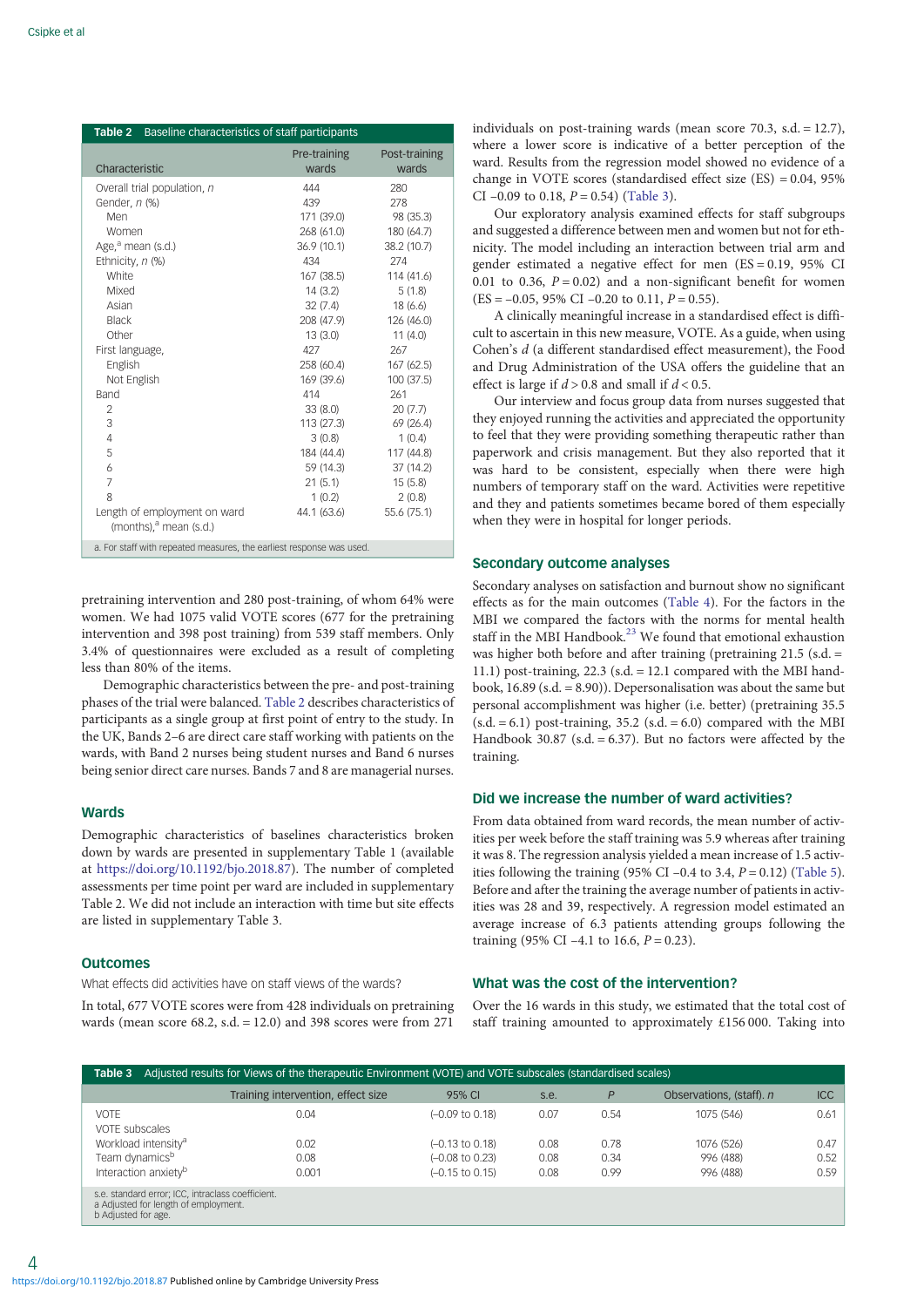| Table 2 Baseline characteristics of staff participants | | |
|---|---|---|
| Characteristic | Pre-training wards | Post-training wards |
| Overall trial population, *n* | 444 | 280 |
| Gender, *n* (%) | 439 | 278 |
| Men | 171 (39.0) | 98 (35.3) |
| Women | 268 (61.0) | 180 (64.7) |
| Age,[a] mean (s.d.) | 36.9 (10.1) | 38.2 (10.7) |
| Ethnicity, *n* (%) | 434 | 274 |
| White | 167 (38.5) | 114 (41.6) |
| Mixed | 14 (3.2) | 5 (1.8) |
| Asian | 32 (7.4) | 18 (6.6) |
| Black | 208 (47.9) | 126 (46.0) |
| Other | 13 (3.0) | 11 (4.0) |
| First language, | 427 | 267 |
| English | 258 (60.4) | 167 (62.5) |
| Not English | 169 (39.6) | 100 (37.5) |
| Band | 414 | 261 |
| 2 | 33 (8.0) | 20 (7.7) |
| 3 | 113 (27.3) | 69 (26.4) |
| 4 | 3 (0.8) | 1 (0.4) |
| 5 | 184 (44.4) | 117 (44.8) |
| 6 | 59 (14.3) | 37 (14.2) |
| 7 | 21 (5.1) | 15 (5.8) |
| 8 | 1 (0.2) | 2 (0.8) |
| Length of employment on ward (months),[a] mean (s.d.) | 44.1 (63.6) | 55.6 (75.1) |

a. For staff with repeated measures, the earliest response was used.

pretraining intervention and 280 post-training, of whom 64% were women. We had 1075 valid VOTE scores (677 for the pretraining intervention and 398 post training) from 539 staff members. Only 3.4% of questionnaires were excluded as a result of completing less than 80% of the items.

Demographic characteristics between the pre- and post-training phases of the trial were balanced. Table 2 describes characteristics of participants as a single group at first point of entry to the study. In the UK, Bands 2–6 are direct care staff working with patients on the wards, with Band 2 nurses being student nurses and Band 6 nurses being senior direct care nurses. Bands 7 and 8 are managerial nurses.

## Wards

Demographic characteristics of baselines characteristics broken down by wards are presented in supplementary Table 1 (available at https://doi.org/10.1192/bjo.2018.87). The number of completed assessments per time point per ward are included in supplementary Table 2. We did not include an interaction with time but site effects are listed in supplementary Table 3.

## Outcomes

What effects did activities have on staff views of the wards?

In total, 677 VOTE scores were from 428 individuals on pretraining wards (mean score 68.2, s.d. = 12.0) and 398 scores were from 271 individuals on post-training wards (mean score 70.3, s.d. = 12.7), where a lower score is indicative of a better perception of the ward. Results from the regression model showed no evidence of a change in VOTE scores (standardised effect size (ES) = 0.04, 95% CI −0.09 to 0.18, $P = 0.54$) (Table 3).

Our exploratory analysis examined effects for staff subgroups and suggested a difference between men and women but not for ethnicity. The model including an interaction between trial arm and gender estimated a negative effect for men (ES = 0.19, 95% CI 0.01 to 0.36, $P = 0.02$) and a non-significant benefit for women (ES = −0.05, 95% CI −0.20 to 0.11, $P = 0.55$).

A clinically meaningful increase in a standardised effect is difficult to ascertain in this new measure, VOTE. As a guide, when using Cohen's *d* (a different standardised effect measurement), the Food and Drug Administration of the USA offers the guideline that an effect is large if $d > 0.8$ and small if $d < 0.5$.

Our interview and focus group data from nurses suggested that they enjoyed running the activities and appreciated the opportunity to feel that they were providing something therapeutic rather than paperwork and crisis management. But they also reported that it was hard to be consistent, especially when there were high numbers of temporary staff on the ward. Activities were repetitive and they and patients sometimes became bored of them especially when they were in hospital for longer periods.

## Secondary outcome analyses

Secondary analyses on satisfaction and burnout show no significant effects as for the main outcomes (Table 4). For the factors in the MBI we compared the factors with the norms for mental health staff in the MBI Handbook.[23] We found that emotional exhaustion was higher both before and after training (pretraining 21.5 (s.d. = 11.1) post-training, 22.3 (s.d. = 12.1 compared with the MBI handbook, 16.89 (s.d. = 8.90)). Depersonalisation was about the same but personal accomplishment was higher (i.e. better) (pretraining 35.5 (s.d. = 6.1) post-training, 35.2 (s.d. = 6.0) compared with the MBI Handbook 30.87 (s.d. = 6.37). But no factors were affected by the training.

## Did we increase the number of ward activities?

From data obtained from ward records, the mean number of activities per week before the staff training was 5.9 whereas after training it was 8. The regression analysis yielded a mean increase of 1.5 activities following the training (95% CI −0.4 to 3.4, $P = 0.12$) (Table 5). Before and after the training the average number of patients in activities was 28 and 39, respectively. A regression model estimated an average increase of 6.3 patients attending groups following the training (95% CI −4.1 to 16.6, $P = 0.23$).

## What was the cost of the intervention?

Over the 16 wards in this study, we estimated that the total cost of staff training amounted to approximately £156 000. Taking into

| Table 3 Adjusted results for Views of the therapeutic Environment (VOTE) and VOTE subscales (standardised scales) | | | | | | |
|---|---|---|---|---|---|---|
| | Training intervention, effect size | 95% CI | s.e. | *P* | Observations, (staff), *n* | ICC |
| VOTE | 0.04 | (−0.09 to 0.18) | 0.07 | 0.54 | 1075 (546) | 0.61 |
| VOTE subscales | | | | | | |
| Workload intensity[a] | 0.02 | (−0.13 to 0.18) | 0.08 | 0.78 | 1076 (526) | 0.47 |
| Team dynamics[b] | 0.08 | (−0.08 to 0.23) | 0.08 | 0.34 | 996 (488) | 0.52 |
| Interaction anxiety[b] | 0.001 | (−0.15 to 0.15) | 0.08 | 0.99 | 996 (488) | 0.59 |

s.e. standard error; ICC, intraclass coefficient.
a Adjusted for length of employment.
b Adjusted for age.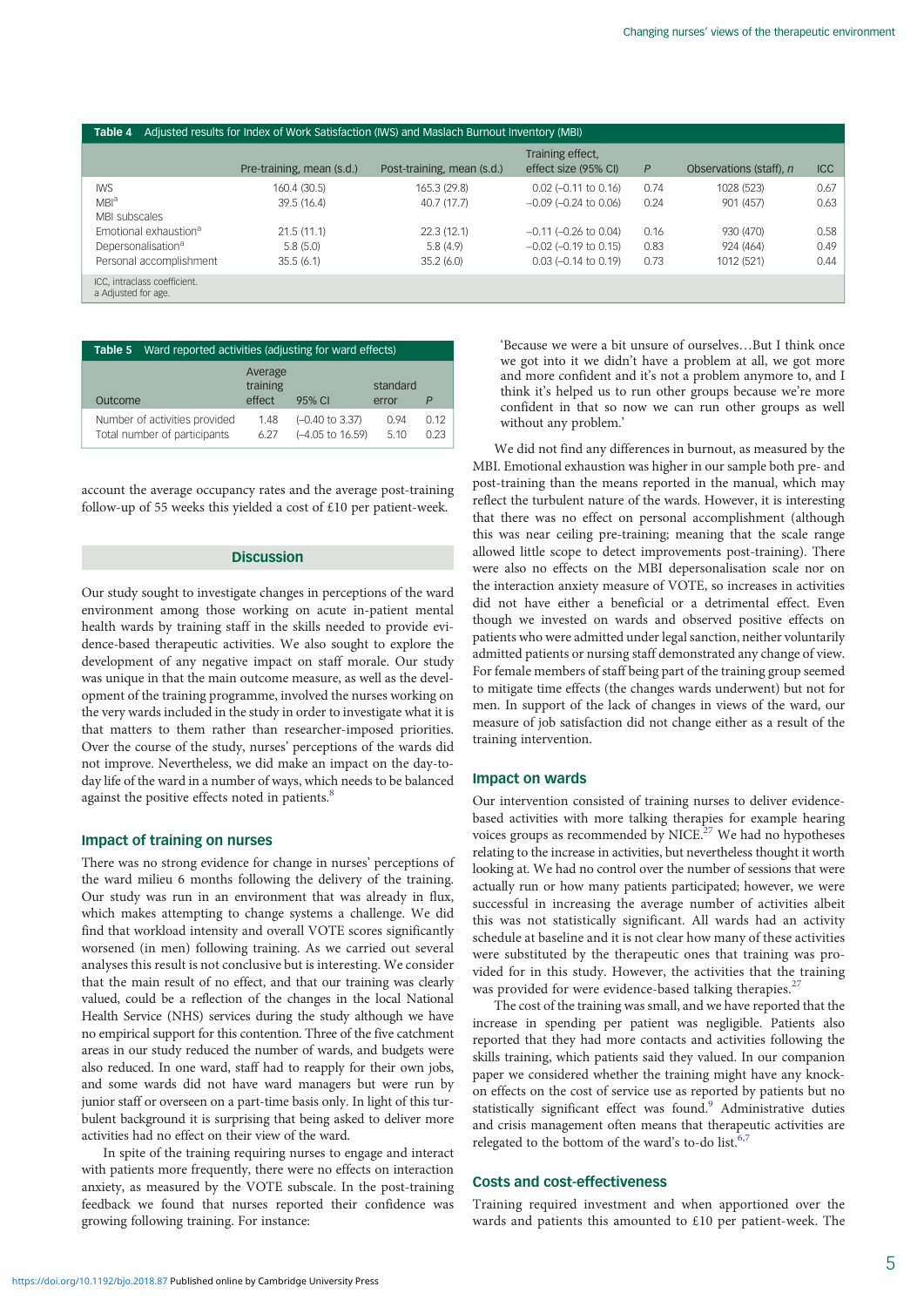**Table 4** Adjusted results for Index of Work Satisfaction (IWS) and Maslach Burnout Inventory (MBI)

| | Pre-training, mean (s.d.) | Post-training, mean (s.d.) | Training effect, effect size (95% CI) | *P* | Observations (staff), *n* | ICC |
|---|---|---|---|---|---|---|
| IWS | 160.4 (30.5) | 165.3 (29.8) | 0.02 (−0.11 to 0.16) | 0.74 | 1028 (523) | 0.67 |
| MBI[a] | 39.5 (16.4) | 40.7 (17.7) | −0.09 (−0.24 to 0.06) | 0.24 | 901 (457) | 0.63 |
| MBI subscales | | | | | | |
| Emotional exhaustion[a] | 21.5 (11.1) | 22.3 (12.1) | −0.11 (−0.26 to 0.04) | 0.16 | 930 (470) | 0.58 |
| Depersonalisation[a] | 5.8 (5.0) | 5.8 (4.9) | −0.02 (−0.19 to 0.15) | 0.83 | 924 (464) | 0.49 |
| Personal accomplishment | 35.5 (6.1) | 35.2 (6.0) | 0.03 (−0.14 to 0.19) | 0.73 | 1012 (521) | 0.44 |

ICC, intraclass coefficient.
a Adjusted for age.

**Table 5** Ward reported activities (adjusting for ward effects)

| Outcome | Average training effect | 95% CI | standard error | *P* |
|---|---|---|---|---|
| Number of activities provided | 1.48 | (−0.40 to 3.37) | 0.94 | 0.12 |
| Total number of participants | 6.27 | (−4.05 to 16.59) | 5.10 | 0.23 |

account the average occupancy rates and the average post-training follow-up of 55 weeks this yielded a cost of £10 per patient-week.

## Discussion

Our study sought to investigate changes in perceptions of the ward environment among those working on acute in-patient mental health wards by training staff in the skills needed to provide evidence-based therapeutic activities. We also sought to explore the development of any negative impact on staff morale. Our study was unique in that the main outcome measure, as well as the development of the training programme, involved the nurses working on the very wards included in the study in order to investigate what it is that matters to them rather than researcher-imposed priorities. Over the course of the study, nurses' perceptions of the wards did not improve. Nevertheless, we did make an impact on the day-to-day life of the ward in a number of ways, which needs to be balanced against the positive effects noted in patients.[8]

### Impact of training on nurses

There was no strong evidence for change in nurses' perceptions of the ward milieu 6 months following the delivery of the training. Our study was run in an environment that was already in flux, which makes attempting to change systems a challenge. We did find that workload intensity and overall VOTE scores significantly worsened (in men) following training. As we carried out several analyses this result is not conclusive but is interesting. We consider that the main result of no effect, and that our training was clearly valued, could be a reflection of the changes in the local National Health Service (NHS) services during the study although we have no empirical support for this contention. Three of the five catchment areas in our study reduced the number of wards, and budgets were also reduced. In one ward, staff had to reapply for their own jobs, and some wards did not have ward managers but were run by junior staff or overseen on a part-time basis only. In light of this turbulent background it is surprising that being asked to deliver more activities had no effect on their view of the ward.

In spite of the training requiring nurses to engage and interact with patients more frequently, there were no effects on interaction anxiety, as measured by the VOTE subscale. In the post-training feedback we found that nurses reported their confidence was growing following training. For instance:

> 'Because we were a bit unsure of ourselves…But I think once we got into it we didn't have a problem at all, we got more and more confident and it's not a problem anymore to, and I think it's helped us to run other groups because we're more confident in that so now we can run other groups as well without any problem.'

We did not find any differences in burnout, as measured by the MBI. Emotional exhaustion was higher in our sample both pre- and post-training than the means reported in the manual, which may reflect the turbulent nature of the wards. However, it is interesting that there was no effect on personal accomplishment (although this was near ceiling pre-training; meaning that the scale range allowed little scope to detect improvements post-training). There were also no effects on the MBI depersonalisation scale nor on the interaction anxiety measure of VOTE, so increases in activities did not have either a beneficial or a detrimental effect. Even though we invested on wards and observed positive effects on patients who were admitted under legal sanction, neither voluntarily admitted patients or nursing staff demonstrated any change of view. For female members of staff being part of the training group seemed to mitigate time effects (the changes wards underwent) but not for men. In support of the lack of changes in views of the ward, our measure of job satisfaction did not change either as a result of the training intervention.

### Impact on wards

Our intervention consisted of training nurses to deliver evidence-based activities with more talking therapies for example hearing voices groups as recommended by NICE.[27] We had no hypotheses relating to the increase in activities, but nevertheless thought it worth looking at. We had no control over the number of sessions that were actually run or how many patients participated; however, we were successful in increasing the average number of activities albeit this was not statistically significant. All wards had an activity schedule at baseline and it is not clear how many of these activities were substituted by the therapeutic ones that training was provided for in this study. However, the activities that the training was provided for were evidence-based talking therapies.[27]

The cost of the training was small, and we have reported that the increase in spending per patient was negligible. Patients also reported that they had more contacts and activities following the skills training, which patients said they valued. In our companion paper we considered whether the training might have any knock-on effects on the cost of service use as reported by patients but no statistically significant effect was found.[9] Administrative duties and crisis management often means that therapeutic activities are relegated to the bottom of the ward's to-do list.[6,7]

### Costs and cost-effectiveness

Training required investment and when apportioned over the wards and patients this amounted to £10 per patient-week. The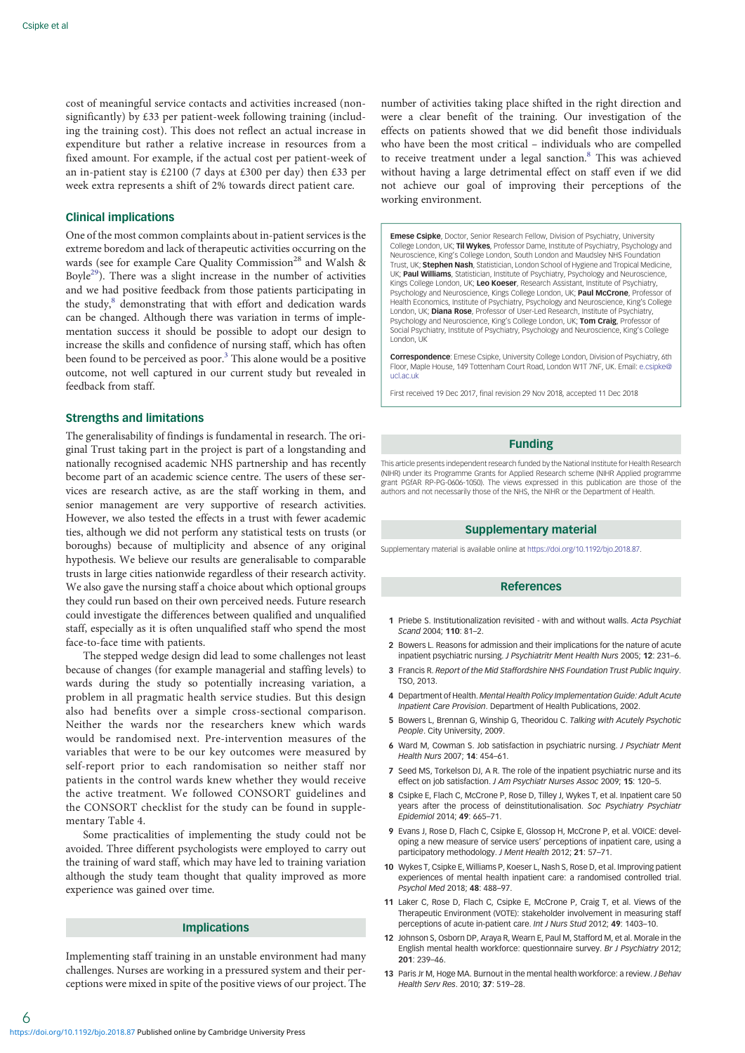cost of meaningful service contacts and activities increased (non-significantly) by £33 per patient-week following training (including the training cost). This does not reflect an actual increase in expenditure but rather a relative increase in resources from a fixed amount. For example, if the actual cost per patient-week of an in-patient stay is £2100 (7 days at £300 per day) then £33 per week extra represents a shift of 2% towards direct patient care.

### Clinical implications

One of the most common complaints about in-patient services is the extreme boredom and lack of therapeutic activities occurring on the wards (see for example Care Quality Commission[28] and Walsh & Boyle[29]). There was a slight increase in the number of activities and we had positive feedback from those patients participating in the study,[8] demonstrating that with effort and dedication wards can be changed. Although there was variation in terms of implementation success it should be possible to adopt our design to increase the skills and confidence of nursing staff, which has often been found to be perceived as poor.[3] This alone would be a positive outcome, not well captured in our current study but revealed in feedback from staff.

### Strengths and limitations

The generalisability of findings is fundamental in research. The original Trust taking part in the project is part of a longstanding and nationally recognised academic NHS partnership and has recently become part of an academic science centre. The users of these services are research active, as are the staff working in them, and senior management are very supportive of research activities. However, we also tested the effects in a trust with fewer academic ties, although we did not perform any statistical tests on trusts (or boroughs) because of multiplicity and absence of any original hypothesis. We believe our results are generalisable to comparable trusts in large cities nationwide regardless of their research activity. We also gave the nursing staff a choice about which optional groups they could run based on their own perceived needs. Future research could investigate the differences between qualified and unqualified staff, especially as it is often unqualified staff who spend the most face-to-face time with patients.

The stepped wedge design did lead to some challenges not least because of changes (for example managerial and staffing levels) to wards during the study so potentially increasing variation, a problem in all pragmatic health service studies. But this design also had benefits over a simple cross-sectional comparison. Neither the wards nor the researchers knew which wards would be randomised next. Pre-intervention measures of the variables that were to be our key outcomes were measured by self-report prior to each randomisation so neither staff nor patients in the control wards knew whether they would receive the active treatment. We followed CONSORT guidelines and the CONSORT checklist for the study can be found in supplementary Table 4.

Some practicalities of implementing the study could not be avoided. Three different psychologists were employed to carry out the training of ward staff, which may have led to training variation although the study team thought that quality improved as more experience was gained over time.

## Implications

Implementing staff training in an unstable environment had many challenges. Nurses are working in a pressured system and their perceptions were mixed in spite of the positive views of our project. The number of activities taking place shifted in the right direction and were a clear benefit of the training. Our investigation of the effects on patients showed that we did benefit those individuals who have been the most critical – individuals who are compelled to receive treatment under a legal sanction.[8] This was achieved without having a large detrimental effect on staff even if we did not achieve our goal of improving their perceptions of the working environment.

**Emese Csipke**, Doctor, Senior Research Fellow, Division of Psychiatry, University College London, UK; **Til Wykes**, Professor Dame, Institute of Psychiatry, Psychology and Neuroscience, King's College London, South London and Maudsley NHS Foundation Trust, UK; **Stephen Nash**, Statistician, London School of Hygiene and Tropical Medicine, UK; **Paul Williams**, Statistician, Institute of Psychiatry, Psychology and Neuroscience, Kings College London, UK; **Leo Koeser**, Research Assistant, Institute of Psychiatry, Psychology and Neuroscience, Kings College London, UK; **Paul McCrone**, Professor of Health Economics, Institute of Psychiatry, Psychology and Neuroscience, King's College London, UK; **Diana Rose**, Professor of User-Led Research, Institute of Psychiatry, Psychology and Neuroscience, King's College London, UK; **Tom Craig**, Professor of Social Psychiatry, Institute of Psychiatry, Psychology and Neuroscience, King's College London, UK

**Correspondence**: Emese Csipke, University College London, Division of Psychiatry, 6th Floor, Maple House, 149 Tottenham Court Road, London W1T 7NF, UK. Email: e.csipke@ucl.ac.uk

First received 19 Dec 2017, final revision 29 Nov 2018, accepted 11 Dec 2018

## Funding

This article presents independent research funded by the National Institute for Health Research (NIHR) under its Programme Grants for Applied Research scheme (NIHR Applied programme grant PGfAR RP-PG-0606-1050). The views expressed in this publication are those of the authors and not necessarily those of the NHS, the NIHR or the Department of Health.

## Supplementary material

Supplementary material is available online at https://doi.org/10.1192/bjo.2018.87.

## References

1 Priebe S. Institutionalization revisited - with and without walls. *Acta Psychiat Scand* 2004; **110**: 81–2.

2 Bowers L. Reasons for admission and their implications for the nature of acute inpatient psychiatric nursing. *J Psychiatritr Ment Health Nurs* 2005; **12**: 231–6.

3 Francis R. *Report of the Mid Staffordshire NHS Foundation Trust Public Inquiry*. TSO, 2013.

4 Department of Health. *Mental Health Policy Implementation Guide: Adult Acute Inpatient Care Provision*. Department of Health Publications, 2002.

5 Bowers L, Brennan G, Winship G, Theoridou C. *Talking with Acutely Psychotic People*. City University, 2009.

6 Ward M, Cowman S. Job satisfaction in psychiatric nursing. *J Psychiatr Ment Health Nurs* 2007; **14**: 454–61.

7 Seed MS, Torkelson DJ, A R. The role of the inpatient psychiatric nurse and its effect on job satisfaction. *J Am Psychiatr Nurses Assoc* 2009; **15**: 120–5.

8 Csipke E, Flach C, McCrone P, Rose D, Tilley J, Wykes T, et al. Inpatient care 50 years after the process of deinstitutionalisation. *Soc Psychiatry Psychiatr Epidemiol* 2014; **49**: 665–71.

9 Evans J, Rose D, Flach C, Csipke E, Glossop H, McCrone P, et al. VOICE: developing a new measure of service users' perceptions of inpatient care, using a participatory methodology. *J Ment Health* 2012; **21**: 57–71.

10 Wykes T, Csipke E, Williams P, Koeser L, Nash S, Rose D, et al. Improving patient experiences of mental health inpatient care: a randomised controlled trial. *Psychol Med* 2018; **48**: 488–97.

11 Laker C, Rose D, Flach C, Csipke E, McCrone P, Craig T, et al. Views of the Therapeutic Environment (VOTE): stakeholder involvement in measuring staff perceptions of acute in-patient care. *Int J Nurs Stud* 2012; **49**: 1403–10.

12 Johnson S, Osborn DP, Araya R, Wearn E, Paul M, Stafford M, et al. Morale in the English mental health workforce: questionnaire survey. *Br J Psychiatry* 2012; **201**: 239–46.

13 Paris Jr M, Hoge MA. Burnout in the mental health workforce: a review. *J Behav Health Serv Res*. 2010; **37**: 519–28.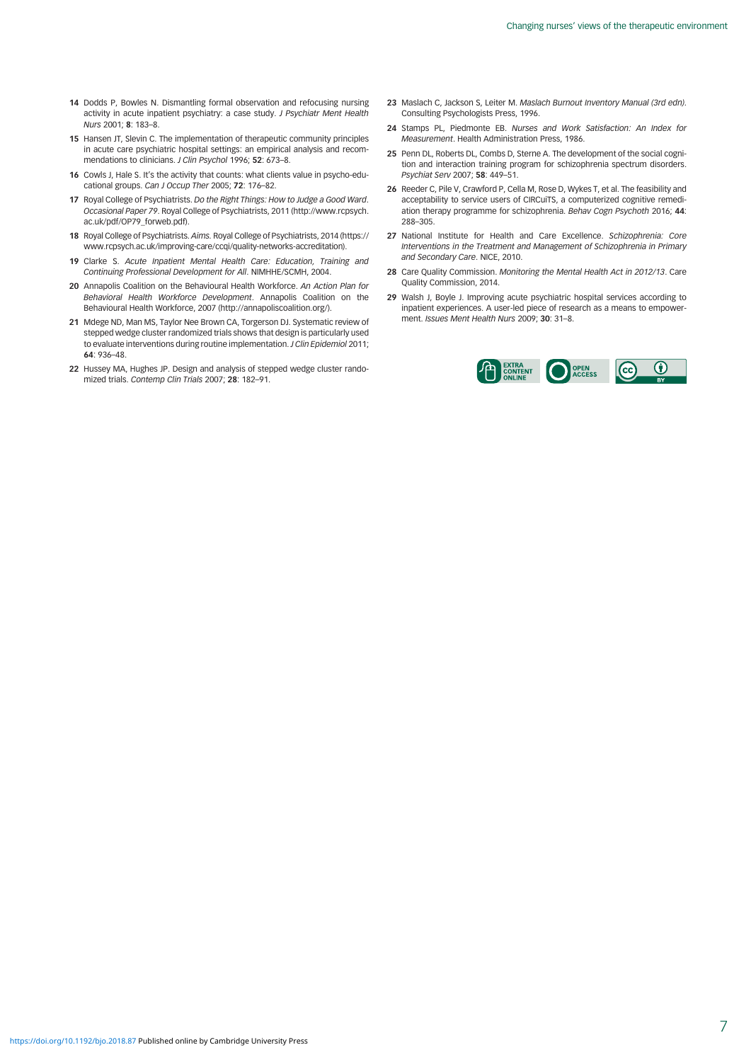14 Dodds P, Bowles N. Dismantling formal observation and refocusing nursing activity in acute inpatient psychiatry: a case study. *J Psychiatr Ment Health Nurs* 2001; **8**: 183–8.

15 Hansen JT, Slevin C. The implementation of therapeutic community principles in acute care psychiatric hospital settings: an empirical analysis and recommendations to clinicians. *J Clin Psychol* 1996; **52**: 673–8.

16 Cowls J, Hale S. It's the activity that counts: what clients value in psycho-educational groups. *Can J Occup Ther* 2005; **72**: 176–82.

17 Royal College of Psychiatrists. *Do the Right Things: How to Judge a Good Ward*. *Occasional Paper 79*. Royal College of Psychiatrists, 2011 (http://www.rcpsych.ac.uk/pdf/OP79_forweb.pdf).

18 Royal College of Psychiatrists. *Aims*. Royal College of Psychiatrists, 2014 (https://www.rcpsych.ac.uk/improving-care/ccqi/quality-networks-accreditation).

19 Clarke S. *Acute Inpatient Mental Health Care: Education, Training and Continuing Professional Development for All*. NIMHHE/SCMH, 2004.

20 Annapolis Coalition on the Behavioural Health Workforce. *An Action Plan for Behavioral Health Workforce Development*. Annapolis Coalition on the Behavioural Health Workforce, 2007 (http://annapoliscoalition.org/).

21 Mdege ND, Man MS, Taylor Nee Brown CA, Torgerson DJ. Systematic review of stepped wedge cluster randomized trials shows that design is particularly used to evaluate interventions during routine implementation. *J Clin Epidemiol* 2011; **64**: 936–48.

22 Hussey MA, Hughes JP. Design and analysis of stepped wedge cluster randomized trials. *Contemp Clin Trials* 2007; **28**: 182–91.

23 Maslach C, Jackson S, Leiter M. *Maslach Burnout Inventory Manual (3rd edn)*. Consulting Psychologists Press, 1996.

24 Stamps PL, Piedmonte EB. *Nurses and Work Satisfaction: An Index for Measurement*. Health Administration Press, 1986.

25 Penn DL, Roberts DL, Combs D, Sterne A. The development of the social cognition and interaction training program for schizophrenia spectrum disorders. *Psychiat Serv* 2007; **58**: 449–51.

26 Reeder C, Pile V, Crawford P, Cella M, Rose D, Wykes T, et al. The feasibility and acceptability to service users of CIRCuiTS, a computerized cognitive remediation therapy programme for schizophrenia. *Behav Cogn Psychoth* 2016; **44**: 288–305.

27 National Institute for Health and Care Excellence. *Schizophrenia: Core Interventions in the Treatment and Management of Schizophrenia in Primary and Secondary Care*. NICE, 2010.

28 Care Quality Commission. *Monitoring the Mental Health Act in 2012/13*. Care Quality Commission, 2014.

29 Walsh J, Boyle J. Improving acute psychiatric hospital services according to inpatient experiences. A user-led piece of research as a means to empowerment. *Issues Ment Health Nurs* 2009; **30**: 31–8.